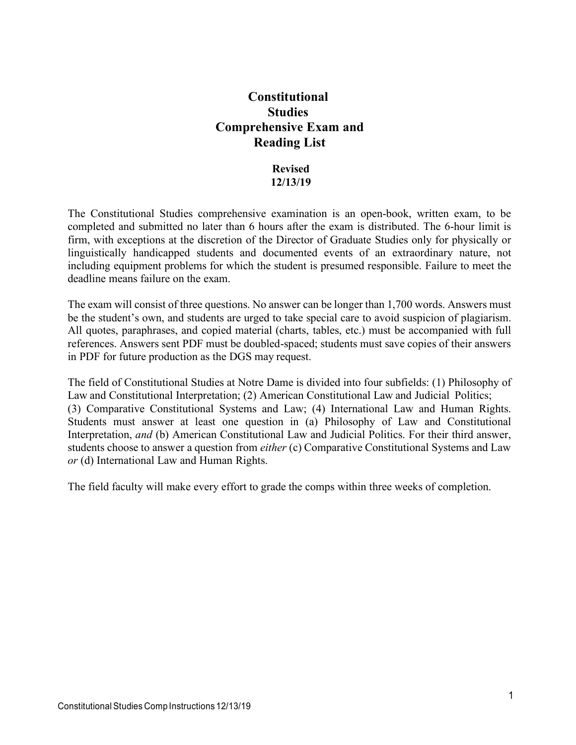# Constitutional Studies Comprehensive Exam and Reading List

**Revised 12/13/19**

The Constitutional Studies comprehensive examination is an open-book, written exam, to be completed and submitted no later than 6 hours after the exam is distributed. The 6-hour limit is firm, with exceptions at the discretion of the Director of Graduate Studies only for physically or linguistically handicapped students and documented events of an extraordinary nature, not including equipment problems for which the student is presumed responsible. Failure to meet the deadline means failure on the exam.

The exam will consist of three questions. No answer can be longer than 1,700 words. Answers must be the student's own, and students are urged to take special care to avoid suspicion of plagiarism. All quotes, paraphrases, and copied material (charts, tables, etc.) must be accompanied with full references. Answers sent PDF must be doubled-spaced; students must save copies of their answers in PDF for future production as the DGS may request.

The field of Constitutional Studies at Notre Dame is divided into four subfields: (1) Philosophy of Law and Constitutional Interpretation; (2) American Constitutional Law and Judicial Politics; (3) Comparative Constitutional Systems and Law; (4) International Law and Human Rights. Students must answer at least one question in (a) Philosophy of Law and Constitutional Interpretation, *and* (b) American Constitutional Law and Judicial Politics. For their third answer, students choose to answer a question from *either* (c) Comparative Constitutional Systems and Law *or* (d) International Law and Human Rights.

The field faculty will make every effort to grade the comps within three weeks of completion.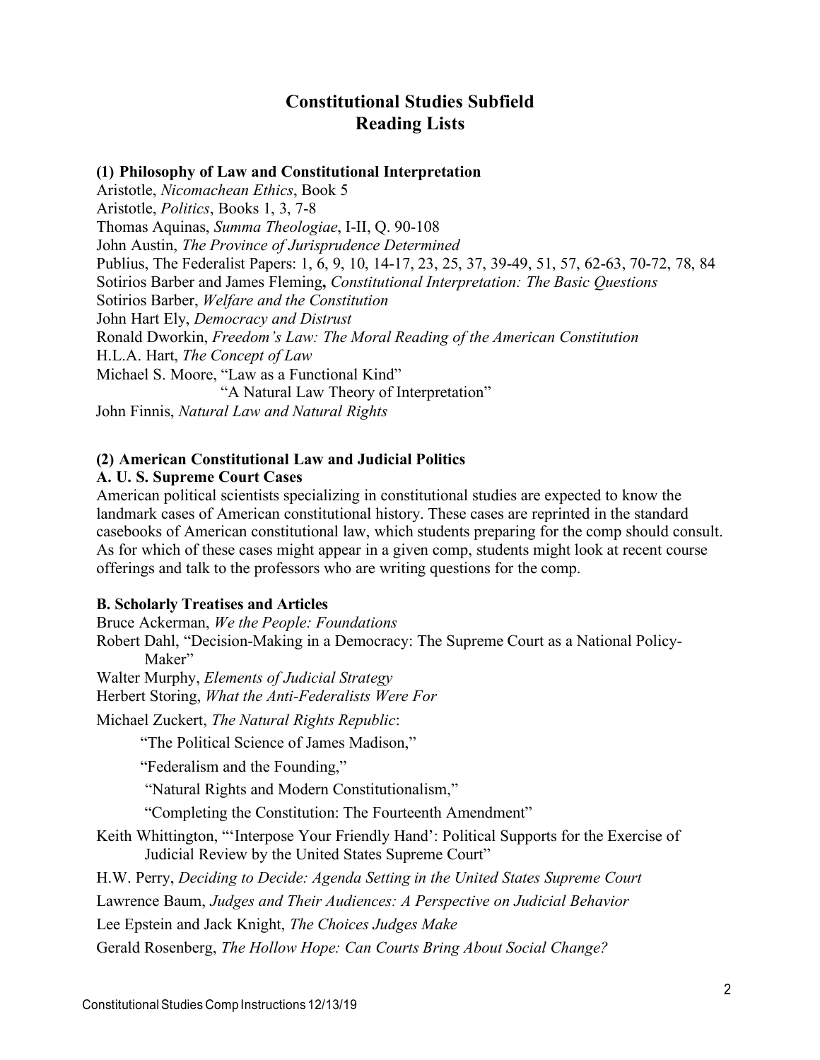# Constitutional Studies Subfield
# Reading Lists

### (1) Philosophy of Law and Constitutional Interpretation

Aristotle, *Nicomachean Ethics*, Book 5
Aristotle, *Politics*, Books 1, 3, 7-8
Thomas Aquinas, *Summa Theologiae*, I-II, Q. 90-108
John Austin, *The Province of Jurisprudence Determined*
Publius, The Federalist Papers: 1, 6, 9, 10, 14-17, 23, 25, 37, 39-49, 51, 57, 62-63, 70-72, 78, 84
Sotirios Barber and James Fleming**,** *Constitutional Interpretation: The Basic Questions*
Sotirios Barber, *Welfare and the Constitution*
John Hart Ely, *Democracy and Distrust*
Ronald Dworkin, *Freedom's Law: The Moral Reading of the American Constitution*
H.L.A. Hart, *The Concept of Law*
Michael S. Moore, "Law as a Functional Kind"
"A Natural Law Theory of Interpretation"
John Finnis, *Natural Law and Natural Rights*

### (2) American Constitutional Law and Judicial Politics

**A. U. S. Supreme Court Cases**

American political scientists specializing in constitutional studies are expected to know the landmark cases of American constitutional history. These cases are reprinted in the standard casebooks of American constitutional law, which students preparing for the comp should consult. As for which of these cases might appear in a given comp, students might look at recent course offerings and talk to the professors who are writing questions for the comp.

**B. Scholarly Treatises and Articles**

Bruce Ackerman, *We the People: Foundations*
Robert Dahl, "Decision-Making in a Democracy: The Supreme Court as a National Policy-Maker"
Walter Murphy, *Elements of Judicial Strategy*
Herbert Storing, *What the Anti-Federalists Were For*
Michael Zuckert, *The Natural Rights Republic*:

"The Political Science of James Madison,"

"Federalism and the Founding,"

"Natural Rights and Modern Constitutionalism,"

"Completing the Constitution: The Fourteenth Amendment"

Keith Whittington, "'Interpose Your Friendly Hand': Political Supports for the Exercise of Judicial Review by the United States Supreme Court"

H.W. Perry, *Deciding to Decide: Agenda Setting in the United States Supreme Court*

Lawrence Baum, *Judges and Their Audiences: A Perspective on Judicial Behavior*

Lee Epstein and Jack Knight, *The Choices Judges Make*

Gerald Rosenberg, *The Hollow Hope: Can Courts Bring About Social Change?*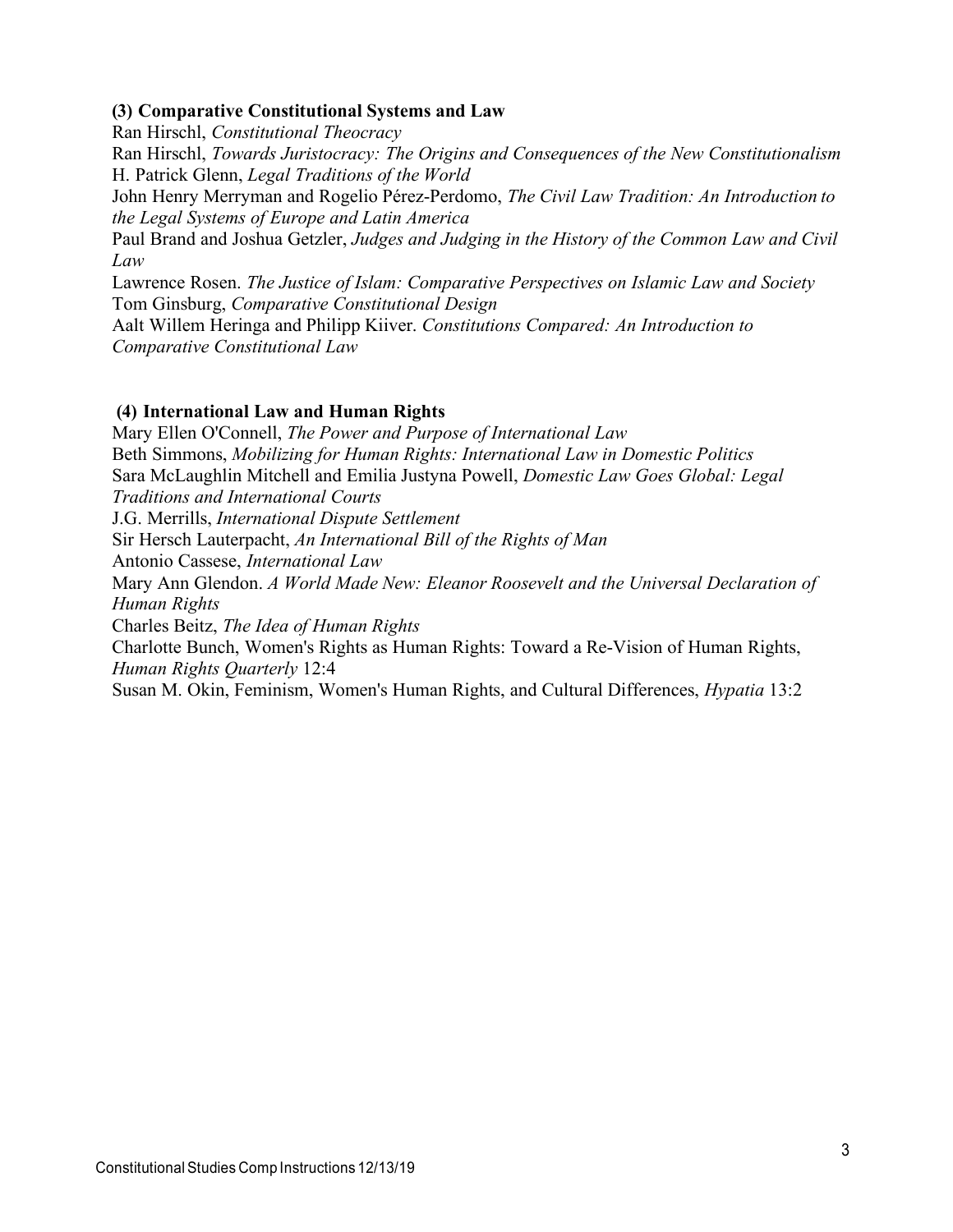**(3) Comparative Constitutional Systems and Law**

Ran Hirschl, *Constitutional Theocracy*
Ran Hirschl, *Towards Juristocracy: The Origins and Consequences of the New Constitutionalism*
H. Patrick Glenn, *Legal Traditions of the World*
John Henry Merryman and Rogelio Pérez-Perdomo, *The Civil Law Tradition: An Introduction to the Legal Systems of Europe and Latin America*
Paul Brand and Joshua Getzler, *Judges and Judging in the History of the Common Law and Civil Law*
Lawrence Rosen. *The Justice of Islam: Comparative Perspectives on Islamic Law and Society*
Tom Ginsburg, *Comparative Constitutional Design*
Aalt Willem Heringa and Philipp Kiiver. *Constitutions Compared: An Introduction to Comparative Constitutional Law*

**(4) International Law and Human Rights**

Mary Ellen O'Connell, *The Power and Purpose of International Law*
Beth Simmons, *Mobilizing for Human Rights: International Law in Domestic Politics*
Sara McLaughlin Mitchell and Emilia Justyna Powell, *Domestic Law Goes Global: Legal Traditions and International Courts*
J.G. Merrills, *International Dispute Settlement*
Sir Hersch Lauterpacht, *An International Bill of the Rights of Man*
Antonio Cassese, *International Law*
Mary Ann Glendon. *A World Made New: Eleanor Roosevelt and the Universal Declaration of Human Rights*
Charles Beitz, *The Idea of Human Rights*
Charlotte Bunch, Women's Rights as Human Rights: Toward a Re-Vision of Human Rights, *Human Rights Quarterly* 12:4
Susan M. Okin, Feminism, Women's Human Rights, and Cultural Differences, *Hypatia* 13:2